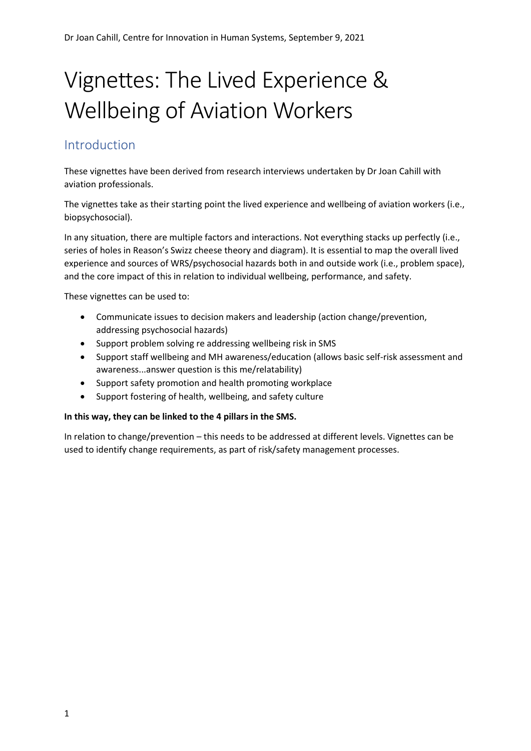Dr Joan Cahill, Centre for Innovation in Human Systems, September 9, 2021

# Vignettes: The Lived Experience & Wellbeing of Aviation Workers

## Introduction

These vignettes have been derived from research interviews undertaken by Dr Joan Cahill with aviation professionals.

The vignettes take as their starting point the lived experience and wellbeing of aviation workers (i.e., biopsychosocial).

In any situation, there are multiple factors and interactions. Not everything stacks up perfectly (i.e., series of holes in Reason's Swizz cheese theory and diagram). It is essential to map the overall lived experience and sources of WRS/psychosocial hazards both in and outside work (i.e., problem space), and the core impact of this in relation to individual wellbeing, performance, and safety.

These vignettes can be used to:

- Communicate issues to decision makers and leadership (action change/prevention, addressing psychosocial hazards)
- Support problem solving re addressing wellbeing risk in SMS
- Support staff wellbeing and MH awareness/education (allows basic self-risk assessment and awareness...answer question is this me/relatability)
- Support safety promotion and health promoting workplace
- Support fostering of health, wellbeing, and safety culture

**In this way, they can be linked to the 4 pillars in the SMS.**

In relation to change/prevention – this needs to be addressed at different levels. Vignettes can be used to identify change requirements, as part of risk/safety management processes.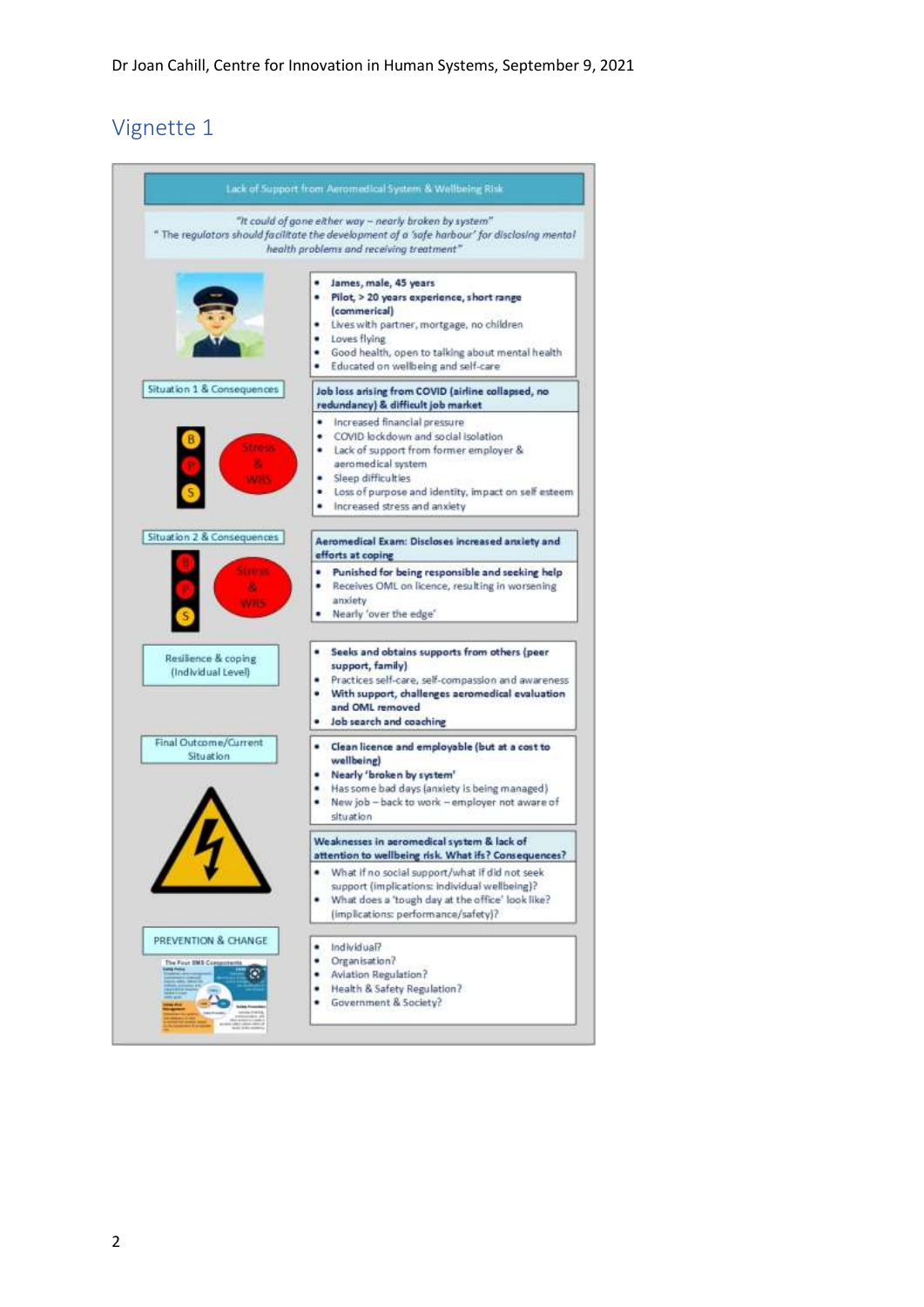## Vignette 1

**Lack of Support from Aeromedical System & Wellbeing Risk**

*"It could of gone either way – nearly broken by system"*
*" The regulators should facilitate the development of a 'safe harbour' for disclosing mental health problems and receiving treatment"*

- **James, male, 45 years**
- **Pilot, > 20 years experience, short range (commerical)**
- Lives with partner, mortgage, no children
- Loves flying
- Good health, open to talking about mental health
- Educated on wellbeing and self-care

**Situation 1 & Consequences**

B P S — Stress & WRS

**Job loss arising from COVID (airline collapsed, no redundancy) & difficult job market**

- Increased financial pressure
- COVID lockdown and social isolation
- Lack of support from former employer & aeromedical system
- Sleep difficulties
- Loss of purpose and identity, impact on self esteem
- Increased stress and anxiety

**Situation 2 & Consequences**

B P S — Stress & WRS

**Aeromedical Exam: Discloses increased anxiety and efforts at coping**

- **Punished for being responsible and seeking help**
- Receives OML on licence, resulting in worsening anxiety
- Nearly 'over the edge'

**Resilience & coping (Individual Level)**

- **Seeks and obtains supports from others (peer support, family)**
- Practices self-care, self-compassion and awareness
- **With support, challenges aeromedical evaluation and OML removed**
- **Job search and coaching**

**Final Outcome/Current Situation**

- **Clean licence and employable (but at a cost to wellbeing)**
- **Nearly 'broken by system'**
- Has some bad days (anxiety is being managed)
- New job – back to work – employer not aware of situation

**Weaknesses in aeromedical system & lack of attention to wellbeing risk. What ifs? Consequences?**

- What if no social support/what if did not seek support (implications: individual wellbeing)?
- What does a 'tough day at the office' look like? (implications: performance/safety)?

**PREVENTION & CHANGE**

- Individual?
- Organisation?
- Aviation Regulation?
- Health & Safety Regulation?
- Government & Society?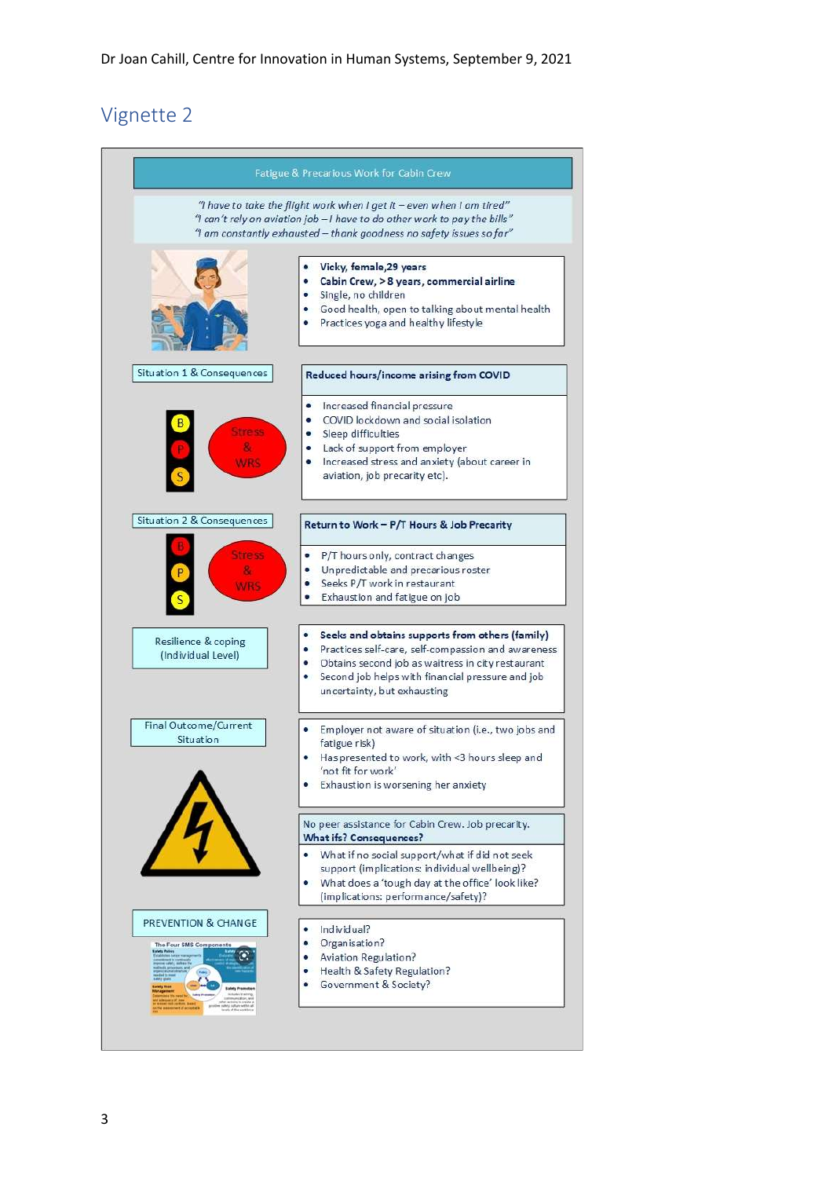Dr Joan Cahill, Centre for Innovation in Human Systems, September 9, 2021

## Vignette 2

**Fatigue & Precarious Work for Cabin Crew**

*"I have to take the flight work when I get it – even when I am tired"*
*"I can't rely on aviation job – I have to do other work to pay the bills"*
*"I am constantly exhausted – thank goodness no safety issues so far"*

- **Vicky, female, 29 years**
- **Cabin Crew, >8 years, commercial airline**
- Single, no children
- Good health, open to talking about mental health
- Practices yoga and healthy lifestyle

**Situation 1 & Consequences**

B P S — Stress & WRS

**Reduced hours/income arising from COVID**

- Increased financial pressure
- COVID lockdown and social isolation
- Sleep difficulties
- Lack of support from employer
- Increased stress and anxiety (about career in aviation, job precarity etc).

**Situation 2 & Consequences**

B P S — Stress & WRS

**Return to Work – P/T Hours & Job Precarity**

- P/T hours only, contract changes
- Unpredictable and precarious roster
- Seeks P/T work in restaurant
- Exhaustion and fatigue on job

**Resilience & coping (Individual Level)**

- **Seeks and obtains supports from others (family)**
- Practices self-care, self-compassion and awareness
- Obtains second job as waitress in city restaurant
- Second job helps with financial pressure and job uncertainty, but exhausting

**Final Outcome/Current Situation**

- Employer not aware of situation (i.e., two jobs and fatigue risk)
- Has presented to work, with <3 hours sleep and 'not fit for work'
- Exhaustion is worsening her anxiety

No peer assistance for Cabin Crew. Job precarity.
**What ifs? Consequences?**

- What if no social support/what if did not seek support (implications: individual wellbeing)?
- What does a 'tough day at the office' look like? (implications: performance/safety)?

**PREVENTION & CHANGE**

- Individual?
- Organisation?
- Aviation Regulation?
- Health & Safety Regulation?
- Government & Society?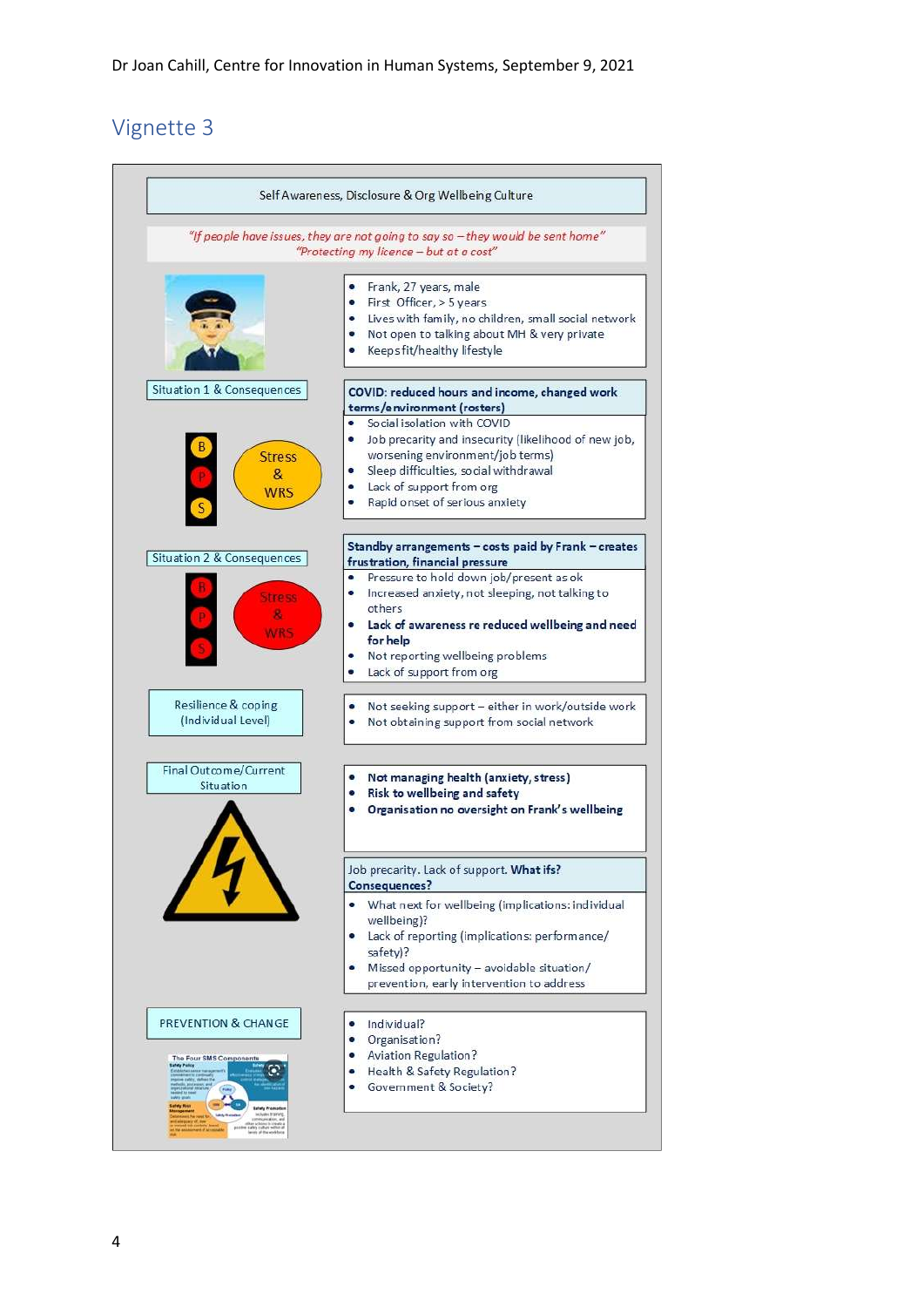Dr Joan Cahill, Centre for Innovation in Human Systems, September 9, 2021

## Vignette 3

**Self Awareness, Disclosure & Org Wellbeing Culture**

*"If people have issues, they are not going to say so – they would be sent home"*
*"Protecting my licence – but at a cost"*

- Frank, 27 years, male
- First Officer, > 5 years
- Lives with family, no children, small social network
- Not open to talking about MH & very private
- Keeps fit/healthy lifestyle

**Situation 1 & Consequences**

B P S — Stress & WRS

**COVID: reduced hours and income, changed work terms/environment (rosters)**

- Social isolation with COVID
- Job precarity and insecurity (likelihood of new job, worsening environment/job terms)
- Sleep difficulties, social withdrawal
- Lack of support from org
- Rapid onset of serious anxiety

**Situation 2 & Consequences**

B P S — Stress & WRS

**Standby arrangements – costs paid by Frank – creates frustration, financial pressure**

- Pressure to hold down job/present as ok
- Increased anxiety, not sleeping, not talking to others
- **Lack of awareness re reduced wellbeing and need for help**
- Not reporting wellbeing problems
- Lack of support from org

**Resilience & coping (Individual Level)**

- Not seeking support – either in work/outside work
- Not obtaining support from social network

**Final Outcome/Current Situation**

- **Not managing health (anxiety, stress)**
- **Risk to wellbeing and safety**
- **Organisation no oversight on Frank's wellbeing**

Job precarity. Lack of support. **What ifs? Consequences?**

- What next for wellbeing (implications: individual wellbeing)?
- Lack of reporting (implications: performance/ safety)?
- Missed opportunity – avoidable situation/ prevention, early intervention to address

**PREVENTION & CHANGE**

- Individual?
- Organisation?
- Aviation Regulation?
- Health & Safety Regulation?
- Government & Society?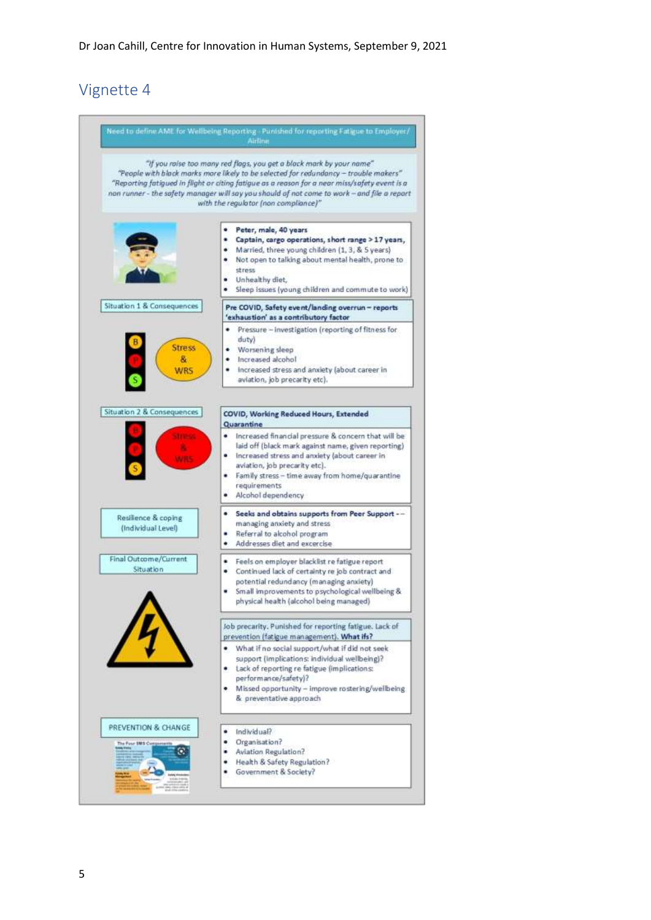## Vignette 4

**Need to define AME for Wellbeing Reporting - Punished for reporting Fatigue to Employer/Airline**

*"If you raise too many red flags, you get a black mark by your name"*
*"People with black marks more likely to be selected for redundancy – trouble makers"*
*"Reporting fatigued in flight or citing fatigue as a reason for a near miss/safety event is a non runner - the safety manager will say you should of not come to work – and file a report with the regulator (non compliance)"*

- **Peter, male, 40 years**
- **Captain, cargo operations, short range > 17 years,**
- Married, three young children (1, 3, & 5 years)
- Not open to talking about mental health, prone to stress
- Unhealthy diet,
- Sleep issues (young children and commute to work)

**Situation 1 & Consequences**

B / P / S — Stress & WRS

**Pre COVID, Safety event/landing overrun – reports 'exhaustion' as a contributory factor**

- Pressure – investigation (reporting of fitness for duty)
- Worsening sleep
- Increased alcohol
- Increased stress and anxiety (about career in aviation, job precarity etc).

**Situation 2 & Consequences**

B / P / S — Stress & WRS

**COVID, Working Reduced Hours, Extended Quarantine**

- Increased financial pressure & concern that will be laid off (black mark against name, given reporting)
- Increased stress and anxiety (about career in aviation, job precarity etc).
- Family stress – time away from home/quarantine requirements
- Alcohol dependency

**Resilience & coping (Individual Level)**

- **Seeks and obtains supports from Peer Support** -- managing anxiety and stress
- Referral to alcohol program
- Addresses diet and excercise

**Final Outcome/Current Situation**

- Feels on employer blacklist re fatigue report
- Continued lack of certainty re job contract and potential redundancy (managing anxiety)
- Small improvements to psychological wellbeing & physical health (alcohol being managed)

Job precarity. Punished for reporting fatigue. Lack of prevention (fatigue management). **What ifs?**

- What if no social support/what if did not seek support (implications: individual wellbeing)?
- Lack of reporting re fatigue (implications: performance/safety)?
- Missed opportunity – improve rostering/wellbeing & preventative approach

**PREVENTION & CHANGE**

- Individual?
- Organisation?
- Aviation Regulation?
- Health & Safety Regulation?
- Government & Society?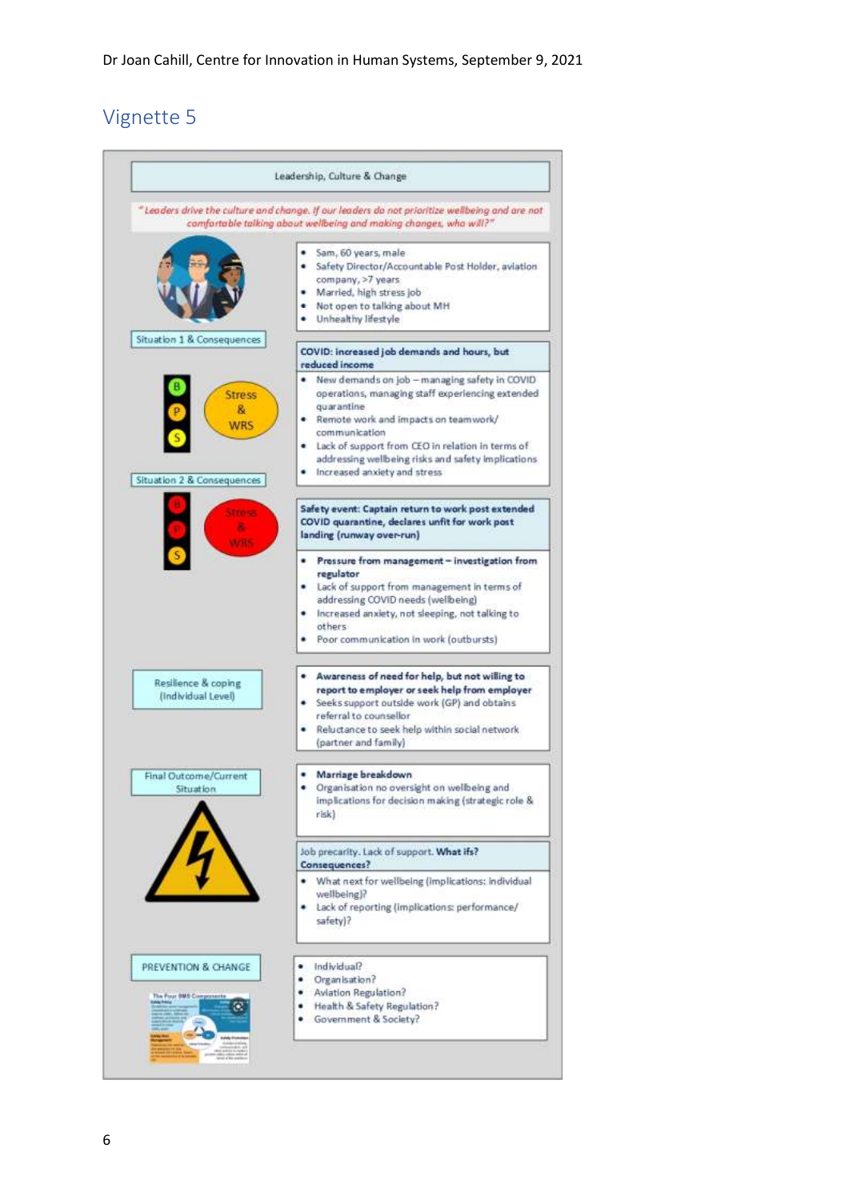# Vignette 5

**Leadership, Culture & Change**

*"Leaders drive the culture and change. If our leaders do not prioritize wellbeing and are not comfortable talking about wellbeing and making changes, who will?"*

- Sam, 60 years, male
- Safety Director/Accountable Post Holder, aviation company, >7 years
- Married, high stress job
- Not open to talking about MH
- Unhealthy lifestyle

**Situation 1 & Consequences**

B P S — Stress & WRS

**COVID: increased job demands and hours, but reduced income**

- New demands on job – managing safety in COVID operations, managing staff experiencing extended quarantine
- Remote work and impacts on teamwork/ communication
- Lack of support from CEO in relation in terms of addressing wellbeing risks and safety implications
- Increased anxiety and stress

**Situation 2 & Consequences**

B P S — Stress & WRS

**Safety event: Captain return to work post extended COVID quarantine, declares unfit for work post landing (runway over-run)**

- **Pressure from management – investigation from regulator**
- Lack of support from management in terms of addressing COVID needs (wellbeing)
- Increased anxiety, not sleeping, not talking to others
- Poor communication in work (outbursts)

**Resilience & coping (Individual Level)**

- **Awareness of need for help, but not willing to report to employer or seek help from employer**
- Seeks support outside work (GP) and obtains referral to counsellor
- Reluctance to seek help within social network (partner and family)

**Final Outcome/Current Situation**

- **Marriage breakdown**
- Organisation no oversight on wellbeing and implications for decision making (strategic role & risk)

Job precarity. Lack of support. **What ifs? Consequences?**

- What next for wellbeing (implications: individual wellbeing)?
- Lack of reporting (implications: performance/ safety)?

**PREVENTION & CHANGE**

- Individual?
- Organisation?
- Aviation Regulation?
- Health & Safety Regulation?
- Government & Society?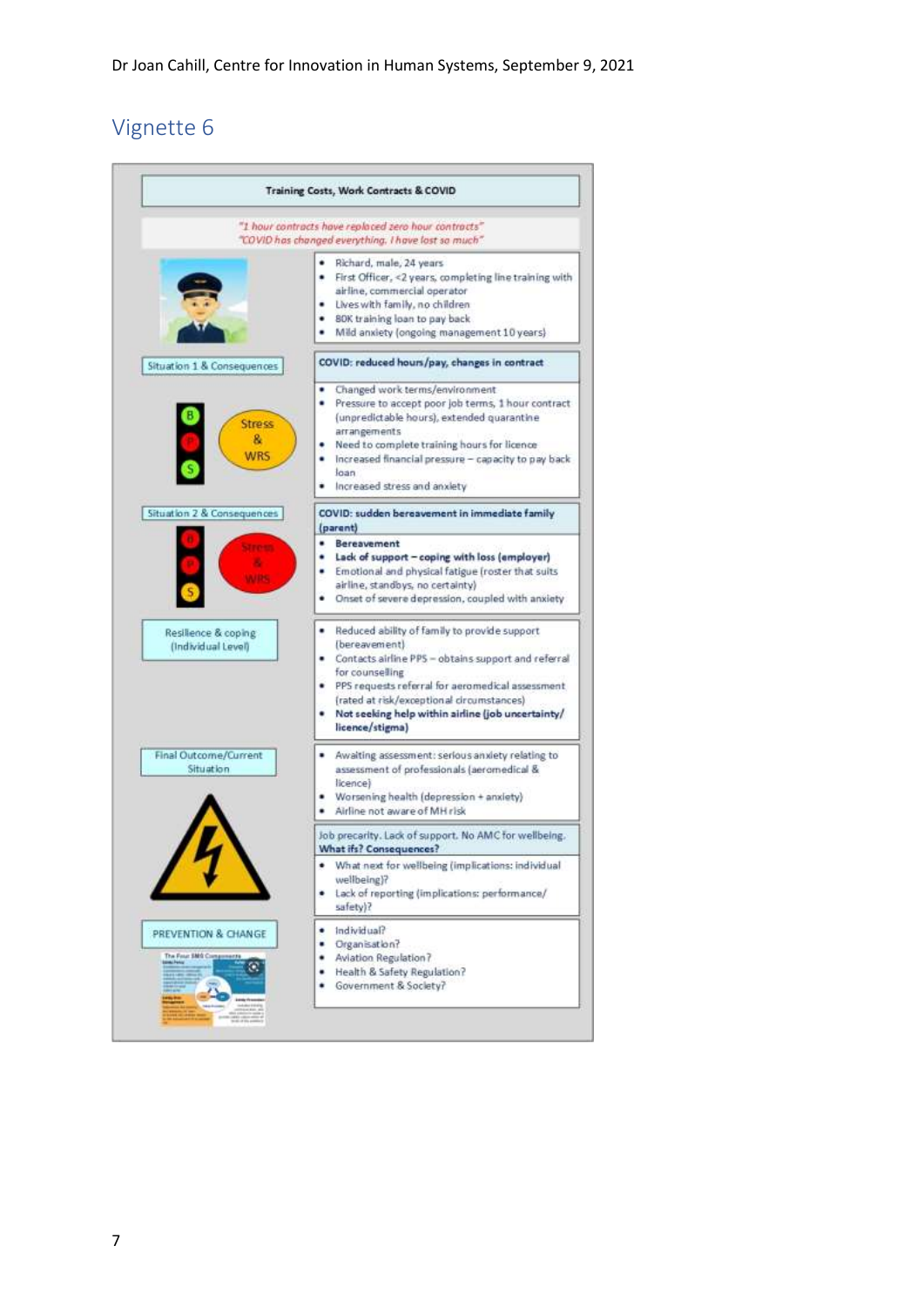Dr Joan Cahill, Centre for Innovation in Human Systems, September 9, 2021

## Vignette 6

**Training Costs, Work Contracts & COVID**

*"1 hour contracts have replaced zero hour contracts"*
*"COVID has changed everything. I have lost so much"*

- Richard, male, 24 years
- First Officer, <2 years, completing line training with airline, commercial operator
- Lives with family, no children
- 80K training loan to pay back
- Mild anxiety (ongoing management 10 years)

Situation 1 & Consequences

Stress & WRS

**COVID: reduced hours/pay, changes in contract**

- Changed work terms/environment
- Pressure to accept poor job terms, 1 hour contract (unpredictable hours), extended quarantine arrangements
- Need to complete training hours for licence
- Increased financial pressure – capacity to pay back loan
- Increased stress and anxiety

Situation 2 & Consequences

Stress & WRS

**COVID: sudden bereavement in immediate family (parent)**

- **Bereavement**
- **Lack of support – coping with loss (employer)**
- Emotional and physical fatigue (roster that suits airline, standbys, no certainty)
- Onset of severe depression, coupled with anxiety

Resilience & coping (Individual Level)

- Reduced ability of family to provide support (bereavement)
- Contacts airline PPS – obtains support and referral for counselling
- PPS requests referral for aeromedical assessment (rated at risk/exceptional circumstances)
- **Not seeking help within airline (job uncertainty/ licence/stigma)**

Final Outcome/Current Situation

- Awaiting assessment: serious anxiety relating to assessment of professionals (aeromedical & licence)
- Worsening health (depression + anxiety)
- Airline not aware of MH risk

Job precarity. Lack of support. No AMC for wellbeing.
**What ifs? Consequences?**

- What next for wellbeing (implications: individual wellbeing)?
- Lack of reporting (implications: performance/ safety)?

PREVENTION & CHANGE

- Individual?
- Organisation?
- Aviation Regulation?
- Health & Safety Regulation?
- Government & Society?